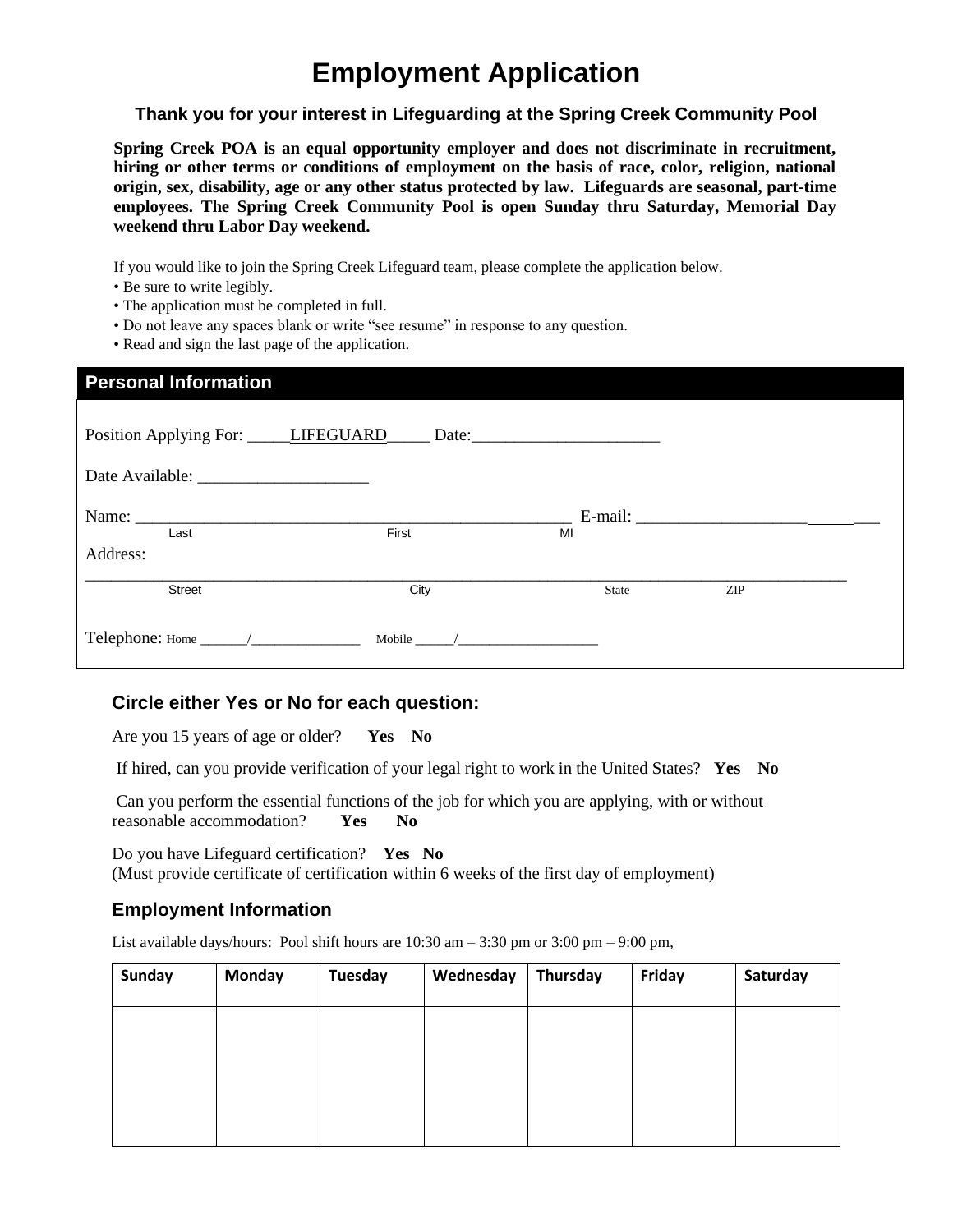# Employment Application

### Thank you for your interest in Lifeguarding at the Spring Creek Community Pool

**Spring Creek POA is an equal opportunity employer and does not discriminate in recruitment, hiring or other terms or conditions of employment on the basis of race, color, religion, national origin, sex, disability, age or any other status protected by law. Lifeguards are seasonal, part-time employees. The Spring Creek Community Pool is open Sunday thru Saturday, Memorial Day weekend thru Labor Day weekend.**

If you would like to join the Spring Creek Lifeguard team, please complete the application below.

- Be sure to write legibly.
- The application must be completed in full.
- Do not leave any spaces blank or write "see resume" in response to any question.
- Read and sign the last page of the application.

## Personal Information

Position Applying For: _____LIFEGUARD_____ Date:______________________

Date Available: ____________________

Name: ______________________________________________________ E-mail: ____________________________
Last First MI

Address:

______________________________________________________________________________________________
Street City State ZIP

Telephone: Home ______/______________ Mobile _____/__________________

### Circle either Yes or No for each question:

Are you 15 years of age or older? **Yes No**

If hired, can you provide verification of your legal right to work in the United States? **Yes No**

Can you perform the essential functions of the job for which you are applying, with or without reasonable accommodation? **Yes No**

Do you have Lifeguard certification? **Yes No**
(Must provide certificate of certification within 6 weeks of the first day of employment)

### Employment Information

List available days/hours: Pool shift hours are 10:30 am – 3:30 pm or 3:00 pm – 9:00 pm,

| Sunday | Monday | Tuesday | Wednesday | Thursday | Friday | Saturday |
|---|---|---|---|---|---|---|
| | | | | | | |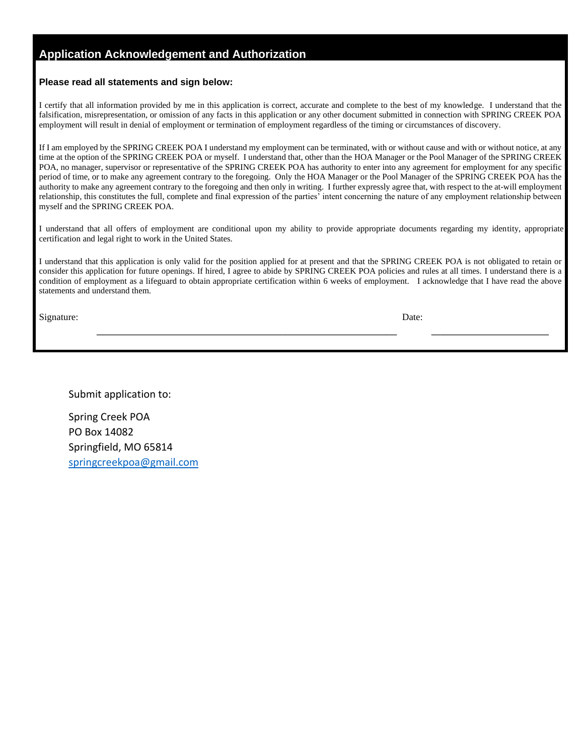## Application Acknowledgement and Authorization

**Please read all statements and sign below:**

I certify that all information provided by me in this application is correct, accurate and complete to the best of my knowledge. I understand that the falsification, misrepresentation, or omission of any facts in this application or any other document submitted in connection with SPRING CREEK POA employment will result in denial of employment or termination of employment regardless of the timing or circumstances of discovery.

If I am employed by the SPRING CREEK POA I understand my employment can be terminated, with or without cause and with or without notice, at any time at the option of the SPRING CREEK POA or myself. I understand that, other than the HOA Manager or the Pool Manager of the SPRING CREEK POA, no manager, supervisor or representative of the SPRING CREEK POA has authority to enter into any agreement for employment for any specific period of time, or to make any agreement contrary to the foregoing. Only the HOA Manager or the Pool Manager of the SPRING CREEK POA has the authority to make any agreement contrary to the foregoing and then only in writing. I further expressly agree that, with respect to the at-will employment relationship, this constitutes the full, complete and final expression of the parties' intent concerning the nature of any employment relationship between myself and the SPRING CREEK POA.

I understand that all offers of employment are conditional upon my ability to provide appropriate documents regarding my identity, appropriate certification and legal right to work in the United States.

I understand that this application is only valid for the position applied for at present and that the SPRING CREEK POA is not obligated to retain or consider this application for future openings. If hired, I agree to abide by SPRING CREEK POA policies and rules at all times. I understand there is a condition of employment as a lifeguard to obtain appropriate certification within 6 weeks of employment. I acknowledge that I have read the above statements and understand them.

Signature: ______________________________ Date: ______________

Submit application to:

Spring Creek POA
PO Box 14082
Springfield, MO 65814
springcreekpoa@gmail.com